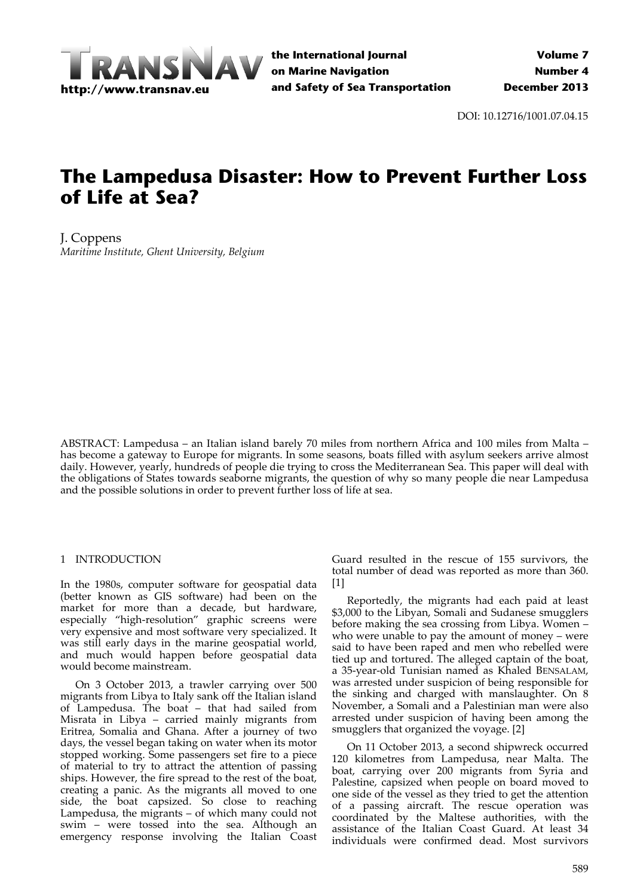DOI: 10.12716/1001.07.04.15

# The Lampedusa Disaster: How to Prevent Further Loss of Life at Sea?

J. Coppens
*Maritime Institute, Ghent University, Belgium*

ABSTRACT: Lampedusa – an Italian island barely 70 miles from northern Africa and 100 miles from Malta – has become a gateway to Europe for migrants. In some seasons, boats filled with asylum seekers arrive almost daily. However, yearly, hundreds of people die trying to cross the Mediterranean Sea. This paper will deal with the obligations of States towards seaborne migrants, the question of why so many people die near Lampedusa and the possible solutions in order to prevent further loss of life at sea.

## 1 INTRODUCTION

In the 1980s, computer software for geospatial data (better known as GIS software) had been on the market for more than a decade, but hardware, especially "high-resolution" graphic screens were very expensive and most software very specialized. It was still early days in the marine geospatial world, and much would happen before geospatial data would become mainstream.

On 3 October 2013, a trawler carrying over 500 migrants from Libya to Italy sank off the Italian island of Lampedusa. The boat – that had sailed from Misrata in Libya – carried mainly migrants from Eritrea, Somalia and Ghana. After a journey of two days, the vessel began taking on water when its motor stopped working. Some passengers set fire to a piece of material to try to attract the attention of passing ships. However, the fire spread to the rest of the boat, creating a panic. As the migrants all moved to one side, the boat capsized. So close to reaching Lampedusa, the migrants – of which many could not swim – were tossed into the sea. Although an emergency response involving the Italian Coast Guard resulted in the rescue of 155 survivors, the total number of dead was reported as more than 360. [1]

Reportedly, the migrants had each paid at least $3,000 to the Libyan, Somali and Sudanese smugglers before making the sea crossing from Libya. Women – who were unable to pay the amount of money – were said to have been raped and men who rebelled were tied up and tortured. The alleged captain of the boat, a 35-year-old Tunisian named as Khaled BENSALAM, was arrested under suspicion of being responsible for the sinking and charged with manslaughter. On 8 November, a Somali and a Palestinian man were also arrested under suspicion of having been among the smugglers that organized the voyage. [2]

On 11 October 2013, a second shipwreck occurred 120 kilometres from Lampedusa, near Malta. The boat, carrying over 200 migrants from Syria and Palestine, capsized when people on board moved to one side of the vessel as they tried to get the attention of a passing aircraft. The rescue operation was coordinated by the Maltese authorities, with the assistance of the Italian Coast Guard. At least 34 individuals were confirmed dead. Most survivors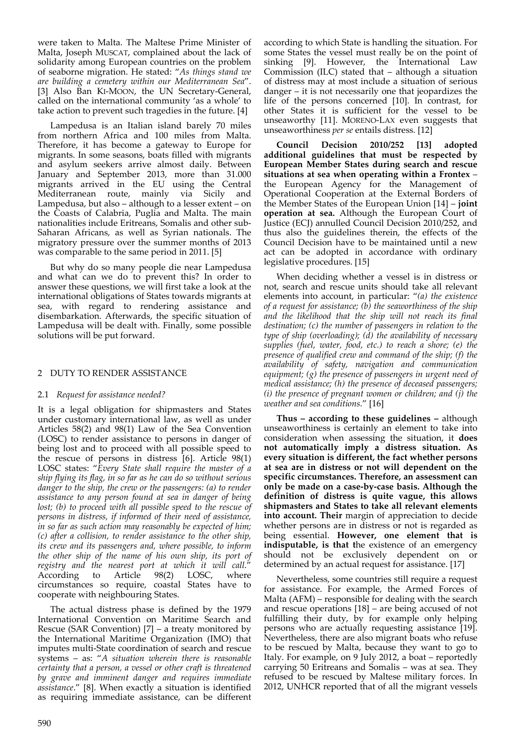were taken to Malta. The Maltese Prime Minister of Malta, Joseph MUSCAT, complained about the lack of solidarity among European countries on the problem of seaborne migration. He stated: "*As things stand we are building a cemetery within our Mediterranean Sea*". [3] Also Ban KI-MOON, the UN Secretary-General, called on the international community 'as a whole' to take action to prevent such tragedies in the future. [4]

Lampedusa is an Italian island barely 70 miles from northern Africa and 100 miles from Malta. Therefore, it has become a gateway to Europe for migrants. In some seasons, boats filled with migrants and asylum seekers arrive almost daily. Between January and September 2013, more than 31.000 migrants arrived in the EU using the Central Mediterranean route, mainly via Sicily and Lampedusa, but also – although to a lesser extent – on the Coasts of Calabria, Puglia and Malta. The main nationalities include Eritreans, Somalis and other sub-Saharan Africans, as well as Syrian nationals. The migratory pressure over the summer months of 2013 was comparable to the same period in 2011. [5]

But why do so many people die near Lampedusa and what can we do to prevent this? In order to answer these questions, we will first take a look at the international obligations of States towards migrants at sea, with regard to rendering assistance and disembarkation. Afterwards, the specific situation of Lampedusa will be dealt with. Finally, some possible solutions will be put forward.

## 2 DUTY TO RENDER ASSISTANCE

### 2.1 *Request for assistance needed?*

It is a legal obligation for shipmasters and States under customary international law, as well as under Articles 58(2) and 98(1) Law of the Sea Convention (LOSC) to render assistance to persons in danger of being lost and to proceed with all possible speed to the rescue of persons in distress [6]. Article 98(1) LOSC states: "*Every State shall require the master of a ship flying its flag, in so far as he can do so without serious danger to the ship, the crew or the passengers: (a) to render assistance to any person found at sea in danger of being lost; (b) to proceed with all possible speed to the rescue of persons in distress, if informed of their need of assistance, in so far as such action may reasonably be expected of him; (c) after a collision, to render assistance to the other ship, its crew and its passengers and, where possible, to inform the other ship of the name of his own ship, its port of registry and the nearest port at which it will call*." According to Article 98(2) LOSC, where circumstances so require, coastal States have to cooperate with neighbouring States.

The actual distress phase is defined by the 1979 International Convention on Maritime Search and Rescue (SAR Convention) [7] – a treaty monitored by the International Maritime Organization (IMO) that imputes multi-State coordination of search and rescue systems – as: "*A situation wherein there is reasonable certainty that a person, a vessel or other craft is threatened by grave and imminent danger and requires immediate assistance*." [8]. When exactly a situation is identified as requiring immediate assistance, can be different according to which State is handling the situation. For some States the vessel must really be on the point of sinking [9]. However, the International Law Commission (ILC) stated that – although a situation of distress may at most include a situation of serious danger – it is not necessarily one that jeopardizes the life of the persons concerned [10]. In contrast, for other States it is sufficient for the vessel to be unseaworthy [11]. MORENO-LAX even suggests that unseaworthiness *per se* entails distress. [12]

**Council Decision 2010/252 [13] adopted additional guidelines that must be respected by European Member States during search and rescue situations at sea when operating within a Frontex** – the European Agency for the Management of Operational Cooperation at the External Borders of the Member States of the European Union [14] – **joint operation at sea.** Although the European Court of Justice (ECJ) annulled Council Decision 2010/252, and thus also the guidelines therein, the effects of the Council Decision have to be maintained until a new act can be adopted in accordance with ordinary legislative procedures. [15]

When deciding whether a vessel is in distress or not, search and rescue units should take all relevant elements into account, in particular: "*(a) the existence of a request for assistance; (b) the seaworthiness of the ship and the likelihood that the ship will not reach its final destination; (c) the number of passengers in relation to the type of ship (overloading); (d) the availability of necessary supplies (fuel, water, food, etc.) to reach a shore; (e) the presence of qualified crew and command of the ship; (f) the availability of safety, navigation and communication equipment; (g) the presence of passengers in urgent need of medical assistance; (h) the presence of deceased passengers; (i) the presence of pregnant women or children; and (j) the weather and sea conditions*." [16]

**Thus – according to these guidelines –** although unseaworthiness is certainly an element to take into consideration when assessing the situation, it **does not automatically imply a distress situation. As every situation is different, the fact whether persons at sea are in distress or not will dependent on the specific circumstances. Therefore, an assessment can only be made on a case-by-case basis. Although the definition of distress is quite vague, this allows shipmasters and States to take all relevant elements into account. Their** margin of appreciation to decide whether persons are in distress or not is regarded as being essential. **However, one element that is indisputable, is that t**he existence of an emergency should not be exclusively dependent on or determined by an actual request for assistance. [17]

Nevertheless, some countries still require a request for assistance. For example, the Armed Forces of Malta (AFM) – responsible for dealing with the search and rescue operations [18] – are being accused of not fulfilling their duty, by for example only helping persons who are actually requesting assistance [19]. Nevertheless, there are also migrant boats who refuse to be rescued by Malta, because they want to go to Italy. For example, on 9 July 2012, a boat – reportedly carrying 50 Eritreans and Somalis – was at sea. They refused to be rescued by Maltese military forces. In 2012, UNHCR reported that of all the migrant vessels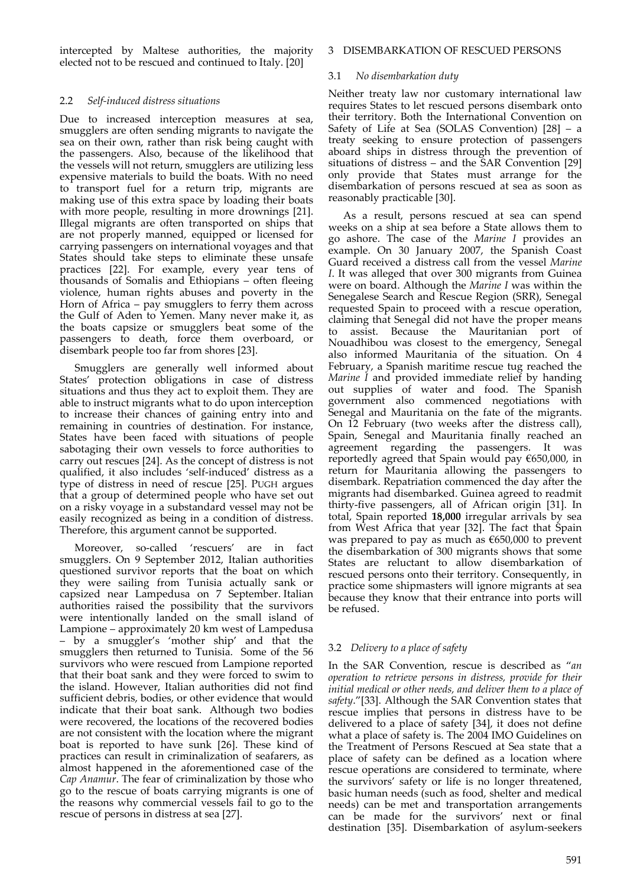intercepted by Maltese authorities, the majority elected not to be rescued and continued to Italy. [20]

### 2.2 *Self-induced distress situations*

Due to increased interception measures at sea, smugglers are often sending migrants to navigate the sea on their own, rather than risk being caught with the passengers. Also, because of the likelihood that the vessels will not return, smugglers are utilizing less expensive materials to build the boats. With no need to transport fuel for a return trip, migrants are making use of this extra space by loading their boats with more people, resulting in more drownings [21]. Illegal migrants are often transported on ships that are not properly manned, equipped or licensed for carrying passengers on international voyages and that States should take steps to eliminate these unsafe practices [22]. For example, every year tens of thousands of Somalis and Ethiopians – often fleeing violence, human rights abuses and poverty in the Horn of Africa – pay smugglers to ferry them across the Gulf of Aden to Yemen. Many never make it, as the boats capsize or smugglers beat some of the passengers to death, force them overboard, or disembark people too far from shores [23].

Smugglers are generally well informed about States' protection obligations in case of distress situations and thus they act to exploit them. They are able to instruct migrants what to do upon interception to increase their chances of gaining entry into and remaining in countries of destination. For instance, States have been faced with situations of people sabotaging their own vessels to force authorities to carry out rescues [24]. As the concept of distress is not qualified, it also includes 'self-induced' distress as a type of distress in need of rescue [25]. PUGH argues that a group of determined people who have set out on a risky voyage in a substandard vessel may not be easily recognized as being in a condition of distress. Therefore, this argument cannot be supported.

Moreover, so-called 'rescuers' are in fact smugglers. On 9 September 2012, Italian authorities questioned survivor reports that the boat on which they were sailing from Tunisia actually sank or capsized near Lampedusa on 7 September. Italian authorities raised the possibility that the survivors were intentionally landed on the small island of Lampione – approximately 20 km west of Lampedusa – by a smuggler's 'mother ship' and that the smugglers then returned to Tunisia. Some of the 56 survivors who were rescued from Lampione reported that their boat sank and they were forced to swim to the island. However, Italian authorities did not find sufficient debris, bodies, or other evidence that would indicate that their boat sank. Although two bodies were recovered, the locations of the recovered bodies are not consistent with the location where the migrant boat is reported to have sunk [26]. These kind of practices can result in criminalization of seafarers, as almost happened in the aforementioned case of the *Cap Anamur*. The fear of criminalization by those who go to the rescue of boats carrying migrants is one of the reasons why commercial vessels fail to go to the rescue of persons in distress at sea [27].

## 3 DISEMBARKATION OF RESCUED PERSONS

### 3.1 *No disembarkation duty*

Neither treaty law nor customary international law requires States to let rescued persons disembark onto their territory. Both the International Convention on Safety of Life at Sea (SOLAS Convention) [28] – a treaty seeking to ensure protection of passengers aboard ships in distress through the prevention of situations of distress – and the SAR Convention [29] only provide that States must arrange for the disembarkation of persons rescued at sea as soon as reasonably practicable [30].

As a result, persons rescued at sea can spend weeks on a ship at sea before a State allows them to go ashore. The case of the *Marine I* provides an example. On 30 January 2007, the Spanish Coast Guard received a distress call from the vessel *Marine I*. It was alleged that over 300 migrants from Guinea were on board. Although the *Marine I* was within the Senegalese Search and Rescue Region (SRR), Senegal requested Spain to proceed with a rescue operation, claiming that Senegal did not have the proper means to assist. Because the Mauritanian port of Nouadhibou was closest to the emergency, Senegal also informed Mauritania of the situation. On 4 February, a Spanish maritime rescue tug reached the *Marine I* and provided immediate relief by handing out supplies of water and food. The Spanish government also commenced negotiations with Senegal and Mauritania on the fate of the migrants. On 12 February (two weeks after the distress call), Spain, Senegal and Mauritania finally reached an agreement regarding the passengers. It was reportedly agreed that Spain would pay €650,000, in return for Mauritania allowing the passengers to disembark. Repatriation commenced the day after the migrants had disembarked. Guinea agreed to readmit thirty-five passengers, all of African origin [31]. In total, Spain reported **18,000** irregular arrivals by sea from West Africa that year [32]. The fact that Spain was prepared to pay as much as €650,000 to prevent the disembarkation of 300 migrants shows that some States are reluctant to allow disembarkation of rescued persons onto their territory. Consequently, in practice some shipmasters will ignore migrants at sea because they know that their entrance into ports will be refused.

### 3.2 *Delivery to a place of safety*

In the SAR Convention, rescue is described as "*an operation to retrieve persons in distress, provide for their initial medical or other needs, and deliver them to a place of safety*."[33]. Although the SAR Convention states that rescue implies that persons in distress have to be delivered to a place of safety [34], it does not define what a place of safety is. The 2004 IMO Guidelines on the Treatment of Persons Rescued at Sea state that a place of safety can be defined as a location where rescue operations are considered to terminate, where the survivors' safety or life is no longer threatened, basic human needs (such as food, shelter and medical needs) can be met and transportation arrangements can be made for the survivors' next or final destination [35]. Disembarkation of asylum-seekers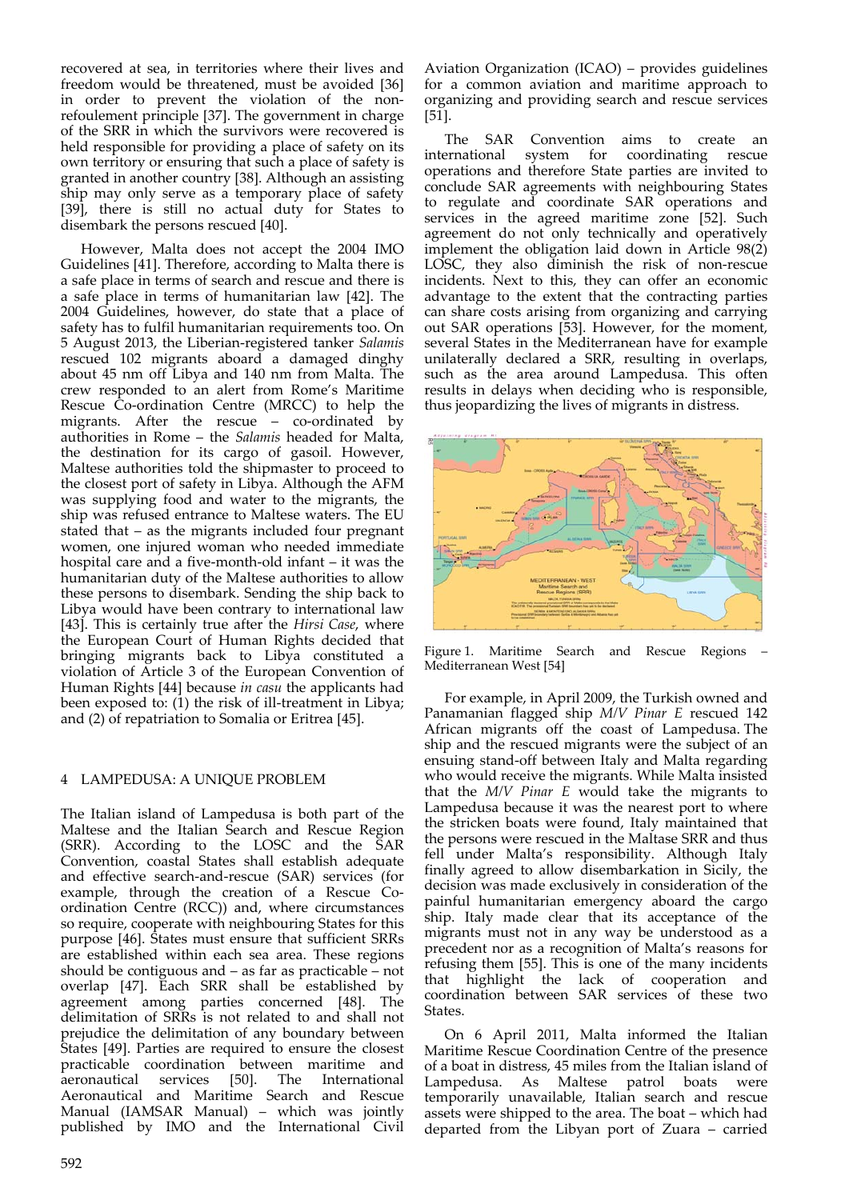recovered at sea, in territories where their lives and freedom would be threatened, must be avoided [36] in order to prevent the violation of the non-refoulement principle [37]. The government in charge of the SRR in which the survivors were recovered is held responsible for providing a place of safety on its own territory or ensuring that such a place of safety is granted in another country [38]. Although an assisting ship may only serve as a temporary place of safety [39], there is still no actual duty for States to disembark the persons rescued [40].

However, Malta does not accept the 2004 IMO Guidelines [41]. Therefore, according to Malta there is a safe place in terms of search and rescue and there is a safe place in terms of humanitarian law [42]. The 2004 Guidelines, however, do state that a place of safety has to fulfil humanitarian requirements too. On 5 August 2013, the Liberian-registered tanker *Salamis* rescued 102 migrants aboard a damaged dinghy about 45 nm off Libya and 140 nm from Malta. The crew responded to an alert from Rome's Maritime Rescue Co-ordination Centre (MRCC) to help the migrants. After the rescue – co-ordinated by authorities in Rome – the *Salamis* headed for Malta, the destination for its cargo of gasoil. However, Maltese authorities told the shipmaster to proceed to the closest port of safety in Libya. Although the AFM was supplying food and water to the migrants, the ship was refused entrance to Maltese waters. The EU stated that – as the migrants included four pregnant women, one injured woman who needed immediate hospital care and a five-month-old infant – it was the humanitarian duty of the Maltese authorities to allow these persons to disembark. Sending the ship back to Libya would have been contrary to international law [43]. This is certainly true after the *Hirsi Case*, where the European Court of Human Rights decided that bringing migrants back to Libya constituted a violation of Article 3 of the European Convention of Human Rights [44] because *in casu* the applicants had been exposed to: (1) the risk of ill-treatment in Libya; and (2) of repatriation to Somalia or Eritrea [45].

## 4 LAMPEDUSA: A UNIQUE PROBLEM

The Italian island of Lampedusa is both part of the Maltese and the Italian Search and Rescue Region (SRR). According to the LOSC and the SAR Convention, coastal States shall establish adequate and effective search-and-rescue (SAR) services (for example, through the creation of a Rescue Co-ordination Centre (RCC)) and, where circumstances so require, cooperate with neighbouring States for this purpose [46]. States must ensure that sufficient SRRs are established within each sea area. These regions should be contiguous and – as far as practicable – not overlap [47]. Each SRR shall be established by agreement among parties concerned [48]. The delimitation of SRRs is not related to and shall not prejudice the delimitation of any boundary between States [49]. Parties are required to ensure the closest practicable coordination between maritime and aeronautical services [50]. The International Aeronautical and Maritime Search and Rescue Manual (IAMSAR Manual) – which was jointly published by IMO and the International Civil Aviation Organization (ICAO) – provides guidelines for a common aviation and maritime approach to organizing and providing search and rescue services [51].

The SAR Convention aims to create an international system for coordinating rescue operations and therefore State parties are invited to conclude SAR agreements with neighbouring States to regulate and coordinate SAR operations and services in the agreed maritime zone [52]. Such agreement do not only technically and operatively implement the obligation laid down in Article 98(2) LOSC, they also diminish the risk of non-rescue incidents. Next to this, they can offer an economic advantage to the extent that the contracting parties can share costs arising from organizing and carrying out SAR operations [53]. However, for the moment, several States in the Mediterranean have for example unilaterally declared a SRR, resulting in overlaps, such as the area around Lampedusa. This often results in delays when deciding who is responsible, thus jeopardizing the lives of migrants in distress.

Figure 1. Maritime Search and Rescue Regions – Mediterranean West [54]

For example, in April 2009, the Turkish owned and Panamanian flagged ship *M/V Pinar E* rescued 142 African migrants off the coast of Lampedusa. The ship and the rescued migrants were the subject of an ensuing stand-off between Italy and Malta regarding who would receive the migrants. While Malta insisted that the *M/V Pinar E* would take the migrants to Lampedusa because it was the nearest port to where the stricken boats were found, Italy maintained that the persons were rescued in the Maltase SRR and thus fell under Malta's responsibility. Although Italy finally agreed to allow disembarkation in Sicily, the decision was made exclusively in consideration of the painful humanitarian emergency aboard the cargo ship. Italy made clear that its acceptance of the migrants must not in any way be understood as a precedent nor as a recognition of Malta's reasons for refusing them [55]. This is one of the many incidents that highlight the lack of cooperation and coordination between SAR services of these two States.

On 6 April 2011, Malta informed the Italian Maritime Rescue Coordination Centre of the presence of a boat in distress, 45 miles from the Italian island of Lampedusa. As Maltese patrol boats were temporarily unavailable, Italian search and rescue assets were shipped to the area. The boat – which had departed from the Libyan port of Zuara – carried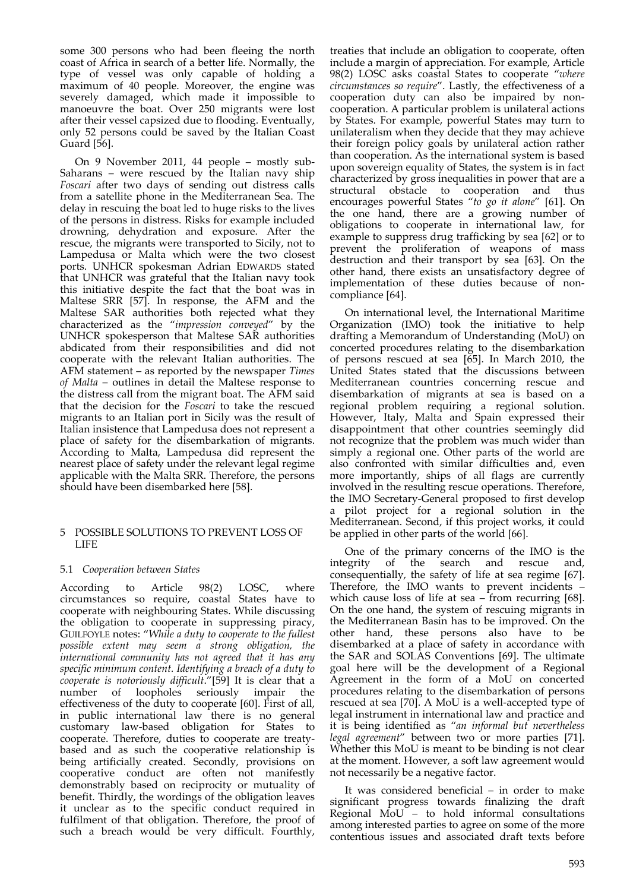some 300 persons who had been fleeing the north coast of Africa in search of a better life. Normally, the type of vessel was only capable of holding a maximum of 40 people. Moreover, the engine was severely damaged, which made it impossible to manoeuvre the boat. Over 250 migrants were lost after their vessel capsized due to flooding. Eventually, only 52 persons could be saved by the Italian Coast Guard [56].

On 9 November 2011, 44 people – mostly sub-Saharans – were rescued by the Italian navy ship *Foscari* after two days of sending out distress calls from a satellite phone in the Mediterranean Sea. The delay in rescuing the boat led to huge risks to the lives of the persons in distress. Risks for example included drowning, dehydration and exposure. After the rescue, the migrants were transported to Sicily, not to Lampedusa or Malta which were the two closest ports. UNHCR spokesman Adrian EDWARDS stated that UNHCR was grateful that the Italian navy took this initiative despite the fact that the boat was in Maltese SRR [57]. In response, the AFM and the Maltese SAR authorities both rejected what they characterized as the "*impression conveyed*" by the UNHCR spokesperson that Maltese SAR authorities abdicated from their responsibilities and did not cooperate with the relevant Italian authorities. The AFM statement – as reported by the newspaper *Times of Malta* – outlines in detail the Maltese response to the distress call from the migrant boat. The AFM said that the decision for the *Foscari* to take the rescued migrants to an Italian port in Sicily was the result of Italian insistence that Lampedusa does not represent a place of safety for the disembarkation of migrants. According to Malta, Lampedusa did represent the nearest place of safety under the relevant legal regime applicable with the Malta SRR. Therefore, the persons should have been disembarked here [58].

## 5 POSSIBLE SOLUTIONS TO PREVENT LOSS OF LIFE

### 5.1 *Cooperation between States*

According to Article 98(2) LOSC, where circumstances so require, coastal States have to cooperate with neighbouring States. While discussing the obligation to cooperate in suppressing piracy, GUILFOYLE notes: "*While a duty to cooperate to the fullest possible extent may seem a strong obligation, the international community has not agreed that it has any specific minimum content. Identifying a breach of a duty to cooperate is notoriously difficult.*"[59] It is clear that a number of loopholes seriously impair the effectiveness of the duty to cooperate [60]. First of all, in public international law there is no general customary law-based obligation for States to cooperate. Therefore, duties to cooperate are treaty-based and as such the cooperative relationship is being artificially created. Secondly, provisions on cooperative conduct are often not manifestly demonstrably based on reciprocity or mutuality of benefit. Thirdly, the wordings of the obligation leaves it unclear as to the specific conduct required in fulfilment of that obligation. Therefore, the proof of such a breach would be very difficult. Fourthly, treaties that include an obligation to cooperate, often include a margin of appreciation. For example, Article 98(2) LOSC asks coastal States to cooperate "*where circumstances so require*". Lastly, the effectiveness of a cooperation duty can also be impaired by non-cooperation. A particular problem is unilateral actions by States. For example, powerful States may turn to unilateralism when they decide that they may achieve their foreign policy goals by unilateral action rather than cooperation. As the international system is based upon sovereign equality of States, the system is in fact characterized by gross inequalities in power that are a structural obstacle to cooperation and thus encourages powerful States "*to go it alone*" [61]. On the one hand, there are a growing number of obligations to cooperate in international law, for example to suppress drug trafficking by sea [62] or to prevent the proliferation of weapons of mass destruction and their transport by sea [63]. On the other hand, there exists an unsatisfactory degree of implementation of these duties because of non-compliance [64].

On international level, the International Maritime Organization (IMO) took the initiative to help drafting a Memorandum of Understanding (MoU) on concerted procedures relating to the disembarkation of persons rescued at sea [65]. In March 2010, the United States stated that the discussions between Mediterranean countries concerning rescue and disembarkation of migrants at sea is based on a regional problem requiring a regional solution. However, Italy, Malta and Spain expressed their disappointment that other countries seemingly did not recognize that the problem was much wider than simply a regional one. Other parts of the world are also confronted with similar difficulties and, even more importantly, ships of all flags are currently involved in the resulting rescue operations. Therefore, the IMO Secretary-General proposed to first develop a pilot project for a regional solution in the Mediterranean. Second, if this project works, it could be applied in other parts of the world [66].

One of the primary concerns of the IMO is the integrity of the search and rescue and, consequentially, the safety of life at sea regime [67]. Therefore, the IMO wants to prevent incidents – which cause loss of life at sea – from recurring [68]. On the one hand, the system of rescuing migrants in the Mediterranean Basin has to be improved. On the other hand, these persons also have to be disembarked at a place of safety in accordance with the SAR and SOLAS Conventions [69]. The ultimate goal here will be the development of a Regional Agreement in the form of a MoU on concerted procedures relating to the disembarkation of persons rescued at sea [70]. A MoU is a well-accepted type of legal instrument in international law and practice and it is being identified as "*an informal but nevertheless legal agreement*" between two or more parties [71]. Whether this MoU is meant to be binding is not clear at the moment. However, a soft law agreement would not necessarily be a negative factor.

It was considered beneficial – in order to make significant progress towards finalizing the draft Regional MoU – to hold informal consultations among interested parties to agree on some of the more contentious issues and associated draft texts before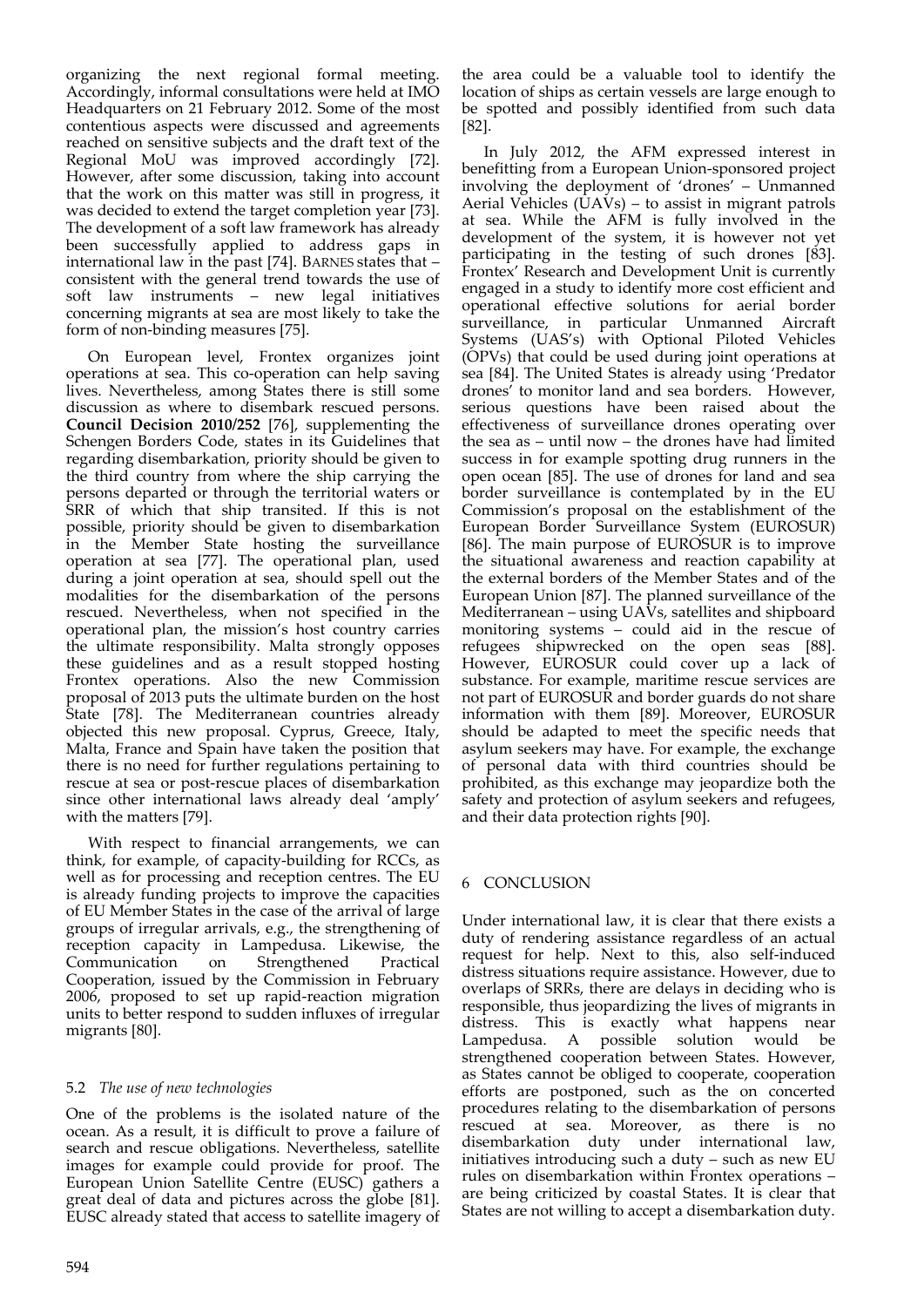organizing the next regional formal meeting. Accordingly, informal consultations were held at IMO Headquarters on 21 February 2012. Some of the most contentious aspects were discussed and agreements reached on sensitive subjects and the draft text of the Regional MoU was improved accordingly [72]. However, after some discussion, taking into account that the work on this matter was still in progress, it was decided to extend the target completion year [73]. The development of a soft law framework has already been successfully applied to address gaps in international law in the past [74]. BARNES states that – consistent with the general trend towards the use of soft law instruments – new legal initiatives concerning migrants at sea are most likely to take the form of non-binding measures [75].

On European level, Frontex organizes joint operations at sea. This co-operation can help saving lives. Nevertheless, among States there is still some discussion as where to disembark rescued persons. **Council Decision 2010/252** [76], supplementing the Schengen Borders Code, states in its Guidelines that regarding disembarkation, priority should be given to the third country from where the ship carrying the persons departed or through the territorial waters or SRR of which that ship transited. If this is not possible, priority should be given to disembarkation in the Member State hosting the surveillance operation at sea [77]. The operational plan, used during a joint operation at sea, should spell out the modalities for the disembarkation of the persons rescued. Nevertheless, when not specified in the operational plan, the mission's host country carries the ultimate responsibility. Malta strongly opposes these guidelines and as a result stopped hosting Frontex operations. Also the new Commission proposal of 2013 puts the ultimate burden on the host State [78]. The Mediterranean countries already objected this new proposal. Cyprus, Greece, Italy, Malta, France and Spain have taken the position that there is no need for further regulations pertaining to rescue at sea or post-rescue places of disembarkation since other international laws already deal 'amply' with the matters [79].

With respect to financial arrangements, we can think, for example, of capacity-building for RCCs, as well as for processing and reception centres. The EU is already funding projects to improve the capacities of EU Member States in the case of the arrival of large groups of irregular arrivals, e.g., the strengthening of reception capacity in Lampedusa. Likewise, the Communication on Strengthened Practical Cooperation, issued by the Commission in February 2006, proposed to set up rapid-reaction migration units to better respond to sudden influxes of irregular migrants [80].

### 5.2 *The use of new technologies*

One of the problems is the isolated nature of the ocean. As a result, it is difficult to prove a failure of search and rescue obligations. Nevertheless, satellite images for example could provide for proof. The European Union Satellite Centre (EUSC) gathers a great deal of data and pictures across the globe [81]. EUSC already stated that access to satellite imagery of the area could be a valuable tool to identify the location of ships as certain vessels are large enough to be spotted and possibly identified from such data [82].

In July 2012, the AFM expressed interest in benefitting from a European Union-sponsored project involving the deployment of 'drones' – Unmanned Aerial Vehicles (UAVs) – to assist in migrant patrols at sea. While the AFM is fully involved in the development of the system, it is however not yet participating in the testing of such drones [83]. Frontex' Research and Development Unit is currently engaged in a study to identify more cost efficient and operational effective solutions for aerial border surveillance, in particular Unmanned Aircraft Systems (UAS's) with Optional Piloted Vehicles (OPVs) that could be used during joint operations at sea [84]. The United States is already using 'Predator drones' to monitor land and sea borders. However, serious questions have been raised about the effectiveness of surveillance drones operating over the sea as – until now – the drones have had limited success in for example spotting drug runners in the open ocean [85]. The use of drones for land and sea border surveillance is contemplated by in the EU Commission's proposal on the establishment of the European Border Surveillance System (EUROSUR) [86]. The main purpose of EUROSUR is to improve the situational awareness and reaction capability at the external borders of the Member States and of the European Union [87]. The planned surveillance of the Mediterranean – using UAVs, satellites and shipboard monitoring systems – could aid in the rescue of refugees shipwrecked on the open seas [88]. However, EUROSUR could cover up a lack of substance. For example, maritime rescue services are not part of EUROSUR and border guards do not share information with them [89]. Moreover, EUROSUR should be adapted to meet the specific needs that asylum seekers may have. For example, the exchange of personal data with third countries should be prohibited, as this exchange may jeopardize both the safety and protection of asylum seekers and refugees, and their data protection rights [90].

## 6 CONCLUSION

Under international law, it is clear that there exists a duty of rendering assistance regardless of an actual request for help. Next to this, also self-induced distress situations require assistance. However, due to overlaps of SRRs, there are delays in deciding who is responsible, thus jeopardizing the lives of migrants in distress. This is exactly what happens near Lampedusa. A possible solution would be strengthened cooperation between States. However, as States cannot be obliged to cooperate, cooperation efforts are postponed, such as the on concerted procedures relating to the disembarkation of persons rescued at sea. Moreover, as there is no disembarkation duty under international law, initiatives introducing such a duty – such as new EU rules on disembarkation within Frontex operations – are being criticized by coastal States. It is clear that States are not willing to accept a disembarkation duty.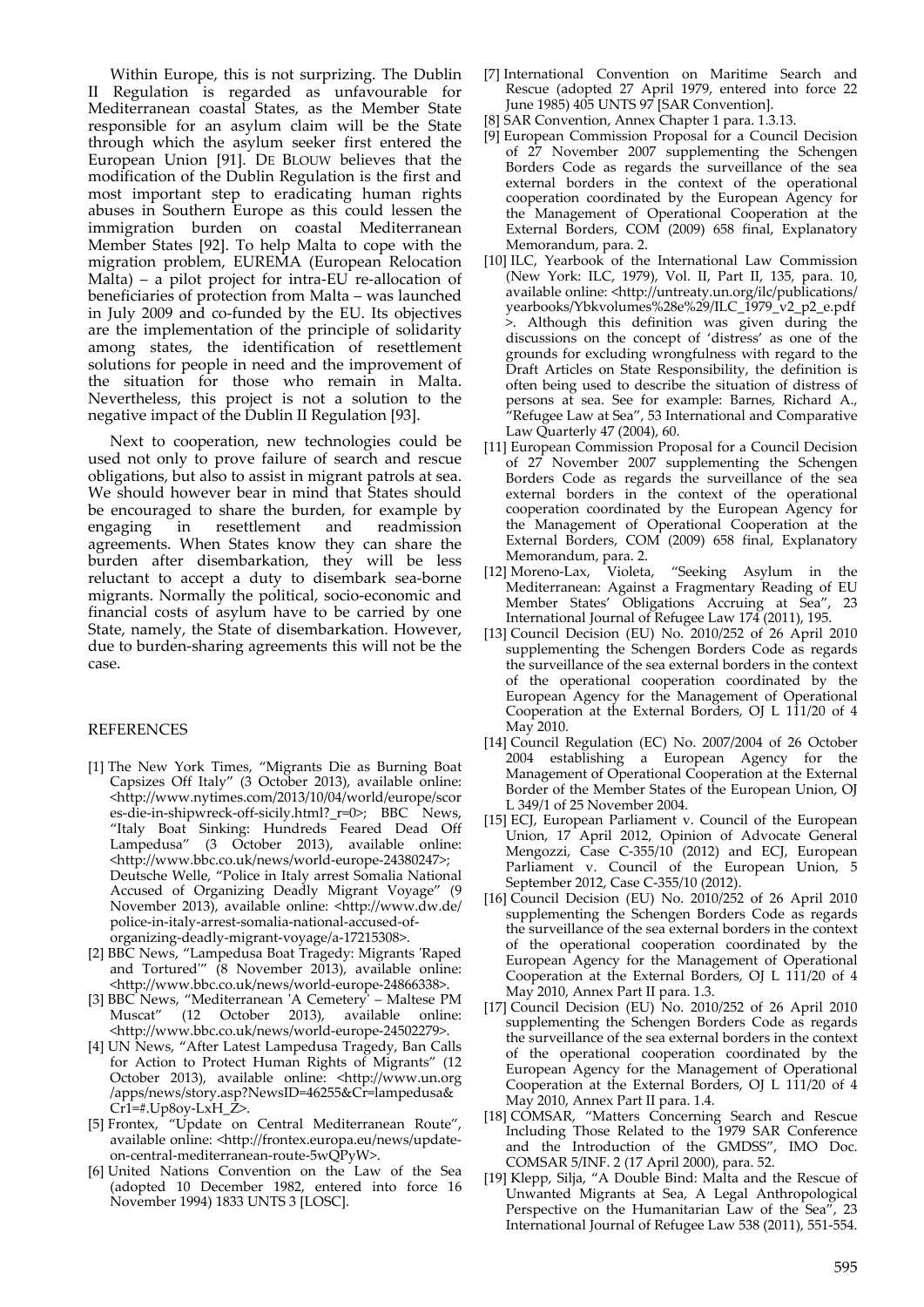Within Europe, this is not surprizing. The Dublin II Regulation is regarded as unfavourable for Mediterranean coastal States, as the Member State responsible for an asylum claim will be the State through which the asylum seeker first entered the European Union [91]. DE BLOUW believes that the modification of the Dublin Regulation is the first and most important step to eradicating human rights abuses in Southern Europe as this could lessen the immigration burden on coastal Mediterranean Member States [92]. To help Malta to cope with the migration problem, EUREMA (European Relocation Malta) – a pilot project for intra-EU re-allocation of beneficiaries of protection from Malta – was launched in July 2009 and co-funded by the EU. Its objectives are the implementation of the principle of solidarity among states, the identification of resettlement solutions for people in need and the improvement of the situation for those who remain in Malta. Nevertheless, this project is not a solution to the negative impact of the Dublin II Regulation [93].

Next to cooperation, new technologies could be used not only to prove failure of search and rescue obligations, but also to assist in migrant patrols at sea. We should however bear in mind that States should be encouraged to share the burden, for example by engaging in resettlement and readmission agreements. When States know they can share the burden after disembarkation, they will be less reluctant to accept a duty to disembark sea-borne migrants. Normally the political, socio-economic and financial costs of asylum have to be carried by one State, namely, the State of disembarkation. However, due to burden-sharing agreements this will not be the case.

## REFERENCES

[1] The New York Times, "Migrants Die as Burning Boat Capsizes Off Italy" (3 October 2013), available online: <http://www.nytimes.com/2013/10/04/world/europe/scores-die-in-shipwreck-off-sicily.html?_r=0>; BBC News, "Italy Boat Sinking: Hundreds Feared Dead Off Lampedusa" (3 October 2013), available online: <http://www.bbc.co.uk/news/world-europe-24380247>; Deutsche Welle, "Police in Italy arrest Somalia National Accused of Organizing Deadly Migrant Voyage" (9 November 2013), available online: <http://www.dw.de/police-in-italy-arrest-somalia-national-accused-of-organizing-deadly-migrant-voyage/a-17215308>.

[2] BBC News, "Lampedusa Boat Tragedy: Migrants 'Raped and Tortured'" (8 November 2013), available online: <http://www.bbc.co.uk/news/world-europe-24866338>.

[3] BBC News, "Mediterranean 'A Cemetery' – Maltese PM Muscat" (12 October 2013), available online: <http://www.bbc.co.uk/news/world-europe-24502279>.

[4] UN News, "After Latest Lampedusa Tragedy, Ban Calls for Action to Protect Human Rights of Migrants" (12 October 2013), available online: <http://www.un.org/apps/news/story.asp?NewsID=46255&Cr=lampedusa&Cr1=#.Up8oy-LxH_Z>.

[5] Frontex, "Update on Central Mediterranean Route", available online: <http://frontex.europa.eu/news/update-on-central-mediterranean-route-5wQPyW>.

[6] United Nations Convention on the Law of the Sea (adopted 10 December 1982, entered into force 16 November 1994) 1833 UNTS 3 [LOSC].

[7] International Convention on Maritime Search and Rescue (adopted 27 April 1979, entered into force 22 June 1985) 405 UNTS 97 [SAR Convention].

[8] SAR Convention, Annex Chapter 1 para. 1.3.13.

[9] European Commission Proposal for a Council Decision of 27 November 2007 supplementing the Schengen Borders Code as regards the surveillance of the sea external borders in the context of the operational cooperation coordinated by the European Agency for the Management of Operational Cooperation at the External Borders, COM (2009) 658 final, Explanatory Memorandum, para. 2.

[10] ILC, Yearbook of the International Law Commission (New York: ILC, 1979), Vol. II, Part II, 135, para. 10, available online: <http://untreaty.un.org/ilc/publications/yearbooks/Ybkvolumes%28e%29/ILC_1979_v2_p2_e.pdf>. Although this definition was given during the discussions on the concept of 'distress' as one of the grounds for excluding wrongfulness with regard to the Draft Articles on State Responsibility, the definition is often being used to describe the situation of distress of persons at sea. See for example: Barnes, Richard A., "Refugee Law at Sea", 53 International and Comparative Law Quarterly 47 (2004), 60.

[11] European Commission Proposal for a Council Decision of 27 November 2007 supplementing the Schengen Borders Code as regards the surveillance of the sea external borders in the context of the operational cooperation coordinated by the European Agency for the Management of Operational Cooperation at the External Borders, COM (2009) 658 final, Explanatory Memorandum, para. 2.

[12] Moreno-Lax, Violeta, "Seeking Asylum in the Mediterranean: Against a Fragmentary Reading of EU Member States' Obligations Accruing at Sea", 23 International Journal of Refugee Law 174 (2011), 195.

[13] Council Decision (EU) No. 2010/252 of 26 April 2010 supplementing the Schengen Borders Code as regards the surveillance of the sea external borders in the context of the operational cooperation coordinated by the European Agency for the Management of Operational Cooperation at the External Borders, OJ L 111/20 of 4 May 2010.

[14] Council Regulation (EC) No. 2007/2004 of 26 October 2004 establishing a European Agency for the Management of Operational Cooperation at the External Border of the Member States of the European Union, OJ L 349/1 of 25 November 2004.

[15] ECJ, European Parliament v. Council of the European Union, 17 April 2012, Opinion of Advocate General Mengozzi, Case C-355/10 (2012) and ECJ, European Parliament v. Council of the European Union, 5 September 2012, Case C-355/10 (2012).

[16] Council Decision (EU) No. 2010/252 of 26 April 2010 supplementing the Schengen Borders Code as regards the surveillance of the sea external borders in the context of the operational cooperation coordinated by the European Agency for the Management of Operational Cooperation at the External Borders, OJ L 111/20 of 4 May 2010, Annex Part II para. 1.3.

[17] Council Decision (EU) No. 2010/252 of 26 April 2010 supplementing the Schengen Borders Code as regards the surveillance of the sea external borders in the context of the operational cooperation coordinated by the European Agency for the Management of Operational Cooperation at the External Borders, OJ L 111/20 of 4 May 2010, Annex Part II para. 1.4.

[18] COMSAR, "Matters Concerning Search and Rescue Including Those Related to the 1979 SAR Conference and the Introduction of the GMDSS", IMO Doc. COMSAR 5/INF. 2 (17 April 2000), para. 52.

[19] Klepp, Silja, "A Double Bind: Malta and the Rescue of Unwanted Migrants at Sea, A Legal Anthropological Perspective on the Humanitarian Law of the Sea", 23 International Journal of Refugee Law 538 (2011), 551-554.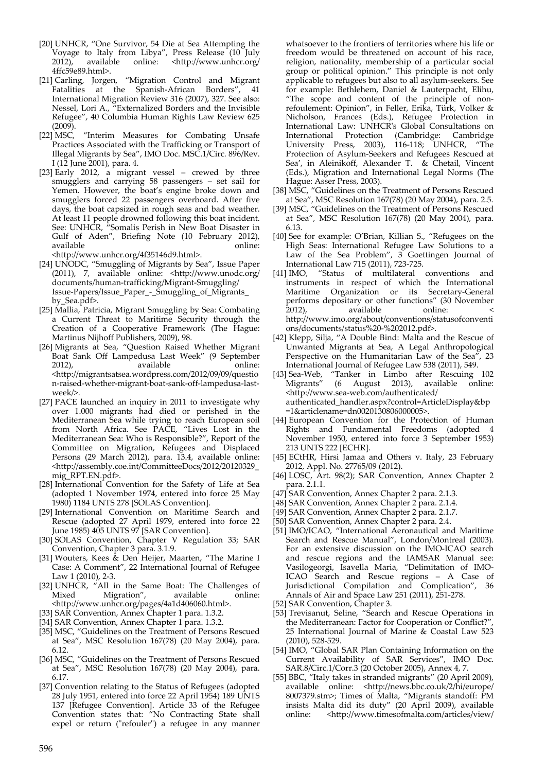[20] UNHCR, "One Survivor, 54 Die at Sea Attempting the Voyage to Italy from Libya", Press Release (10 July 2012), available online: <http://www.unhcr.org/4ffc59e89.html>.

[21] Carling, Jorgen, "Migration Control and Migrant Fatalities at the Spanish-African Borders", 41 International Migration Review 316 (2007), 327. See also: Nessel, Lori A., "Externalized Borders and the Invisible Refugee", 40 Columbia Human Rights Law Review 625 (2009).

[22] MSC, "Interim Measures for Combating Unsafe Practices Associated with the Trafficking or Transport of Illegal Migrants by Sea", IMO Doc. MSC.1/Circ. 896/Rev. I (12 June 2001), para. 4.

[23] Early 2012, a migrant vessel – crewed by three smugglers and carrying 58 passengers – set sail for Yemen. However, the boat's engine broke down and smugglers forced 22 passengers overboard. After five days, the boat capsized in rough seas and bad weather. At least 11 people drowned following this boat incident. See: UNHCR, "Somalis Perish in New Boat Disaster in Gulf of Aden", Briefing Note (10 February 2012), available online: <http://www.unhcr.org/4f35146d9.html>.

[24] UNODC, "Smuggling of Migrants by Sea", Issue Paper (2011), 7, available online: <http://www.unodc.org/documents/human-trafficking/Migrant-Smuggling/Issue-Papers/Issue_Paper_-_Smuggling_of_Migrants_by_Sea.pdf>.

[25] Mallia, Patricia, Migrant Smuggling by Sea: Combating a Current Threat to Maritime Security through the Creation of a Cooperative Framework (The Hague: Martinus Nijhoff Publishers, 2009), 98.

[26] Migrants at Sea, "Question Raised Whether Migrant Boat Sank Off Lampedusa Last Week" (9 September 2012), available online: <http://migrantsatsea.wordpress.com/2012/09/09/question-raised-whether-migrant-boat-sank-off-lampedusa-last-week/>.

[27] PACE launched an inquiry in 2011 to investigate why over 1.000 migrants had died or perished in the Mediterranean Sea while trying to reach European soil from North Africa. See PACE, "Lives Lost in the Mediterranean Sea: Who is Responsible?", Report of the Committee on Migration, Refugees and Displaced Persons (29 March 2012), para. 13.4, available online: <http://assembly.coe.int/CommitteeDocs/2012/20120329_mig_RPT.EN.pdf>.

[28] International Convention for the Safety of Life at Sea (adopted 1 November 1974, entered into force 25 May 1980) 1184 UNTS 278 [SOLAS Convention].

[29] International Convention on Maritime Search and Rescue (adopted 27 April 1979, entered into force 22 June 1985) 405 UNTS 97 [SAR Convention].

[30] SOLAS Convention, Chapter V Regulation 33; SAR Convention, Chapter 3 para. 3.1.9.

[31] Wouters, Kees & Den Heijer, Maarten, "The Marine I Case: A Comment", 22 International Journal of Refugee Law 1 (2010), 2-3.

[32] UNHCR, "All in the Same Boat: The Challenges of Mixed Migration", available online: <http://www.unhcr.org/pages/4a1d406060.html>.

[33] SAR Convention, Annex Chapter 1 para. 1.3.2.

[34] SAR Convention, Annex Chapter 1 para. 1.3.2.

[35] MSC, "Guidelines on the Treatment of Persons Rescued at Sea", MSC Resolution 167(78) (20 May 2004), para. 6.12.

[36] MSC, "Guidelines on the Treatment of Persons Rescued at Sea", MSC Resolution 167(78) (20 May 2004), para. 6.17.

[37] Convention relating to the Status of Refugees (adopted 28 July 1951, entered into force 22 April 1954) 189 UNTS 137 [Refugee Convention]. Article 33 of the Refugee Convention states that: "No Contracting State shall expel or return ("refouler") a refugee in any manner whatsoever to the frontiers of territories where his life or freedom would be threatened on account of his race, religion, nationality, membership of a particular social group or political opinion." This principle is not only applicable to refugees but also to all asylum-seekers. See for example: Bethlehem, Daniel & Lauterpacht, Elihu, "The scope and content of the principle of non-refoulement: Opinion", in Feller, Erika, Türk, Volker & Nicholson, Frances (Eds.), Refugee Protection in International Law: UNHCR's Global Consultations on International Protection (Cambridge: Cambridge University Press, 2003), 116-118; UNHCR, "The Protection of Asylum-Seekers and Refugees Rescued at Sea', in Aleinikoff, Alexander T. & Chetail, Vincent (Eds.), Migration and International Legal Norms (The Hague: Asser Press, 2003).

[38] MSC, "Guidelines on the Treatment of Persons Rescued at Sea", MSC Resolution 167(78) (20 May 2004), para. 2.5.

[39] MSC, "Guidelines on the Treatment of Persons Rescued at Sea", MSC Resolution 167(78) (20 May 2004), para. 6.13.

[40] See for example: O'Brian, Killian S., "Refugees on the High Seas: International Refugee Law Solutions to a Law of the Sea Problem", 3 Goettingen Journal of International Law 715 (2011), 723-725.

[41] IMO, "Status of multilateral conventions and instruments in respect of which the International Maritime Organization or its Secretary-General performs depositary or other functions" (30 November 2012), available online: < http://www.imo.org/about/conventions/statusofconventions/documents/status%20-%202012.pdf>.

[42] Klepp, Silja, "A Double Bind: Malta and the Rescue of Unwanted Migrants at Sea, A Legal Anthropological Perspective on the Humanitarian Law of the Sea", 23 International Journal of Refugee Law 538 (2011), 549.

[43] Sea-Web, "Tanker in Limbo after Rescuing 102 Migrants" (6 August 2013), available online: <http://www.sea-web.com/authenticated/authenticated_handler.aspx?control=ArticleDisplay&bp=1&articlename=dn0020130806000005>.

[44] European Convention for the Protection of Human Rights and Fundamental Freedoms (adopted 4 November 1950, entered into force 3 September 1953) 213 UNTS 222 [ECHR].

[45] ECtHR, Hirsi Jamaa and Others v. Italy, 23 February 2012, Appl. No. 27765/09 (2012).

[46] LOSC, Art. 98(2); SAR Convention, Annex Chapter 2 para. 2.1.1.

[47] SAR Convention, Annex Chapter 2 para. 2.1.3.

[48] SAR Convention, Annex Chapter 2 para. 2.1.4.

[49] SAR Convention, Annex Chapter 2 para. 2.1.7.

[50] SAR Convention, Annex Chapter 2 para. 2.4.

[51] IMO/ICAO, "International Aeronautical and Maritime Search and Rescue Manual", London/Montreal (2003). For an extensive discussion on the IMO-ICAO search and rescue regions and the IAMSAR Manual see: Vasilogeorgi, Isavella Maria, "Delimitation of IMO-ICAO Search and Rescue regions – A Case of Jurisdictional Compilation and Complication", 36 Annals of Air and Space Law 251 (2011), 251-278.

[52] SAR Convention, Chapter 3.

[53] Trevisanut, Seline, "Search and Rescue Operations in the Mediterranean: Factor for Cooperation or Conflict?", 25 International Journal of Marine & Coastal Law 523 (2010), 528-529.

[54] IMO, "Global SAR Plan Containing Information on the Current Availability of SAR Services", IMO Doc. SAR.8/Circ.1/Corr.3 (20 October 2005), Annex 4, 7.

[55] BBC, "Italy takes in stranded migrants" (20 April 2009), available online: <http://news.bbc.co.uk/2/hi/europe/8007379.stm>; Times of Malta, "Migrants standoff: PM insists Malta did its duty" (20 April 2009), available online: <http://www.timesofmalta.com/articles/view/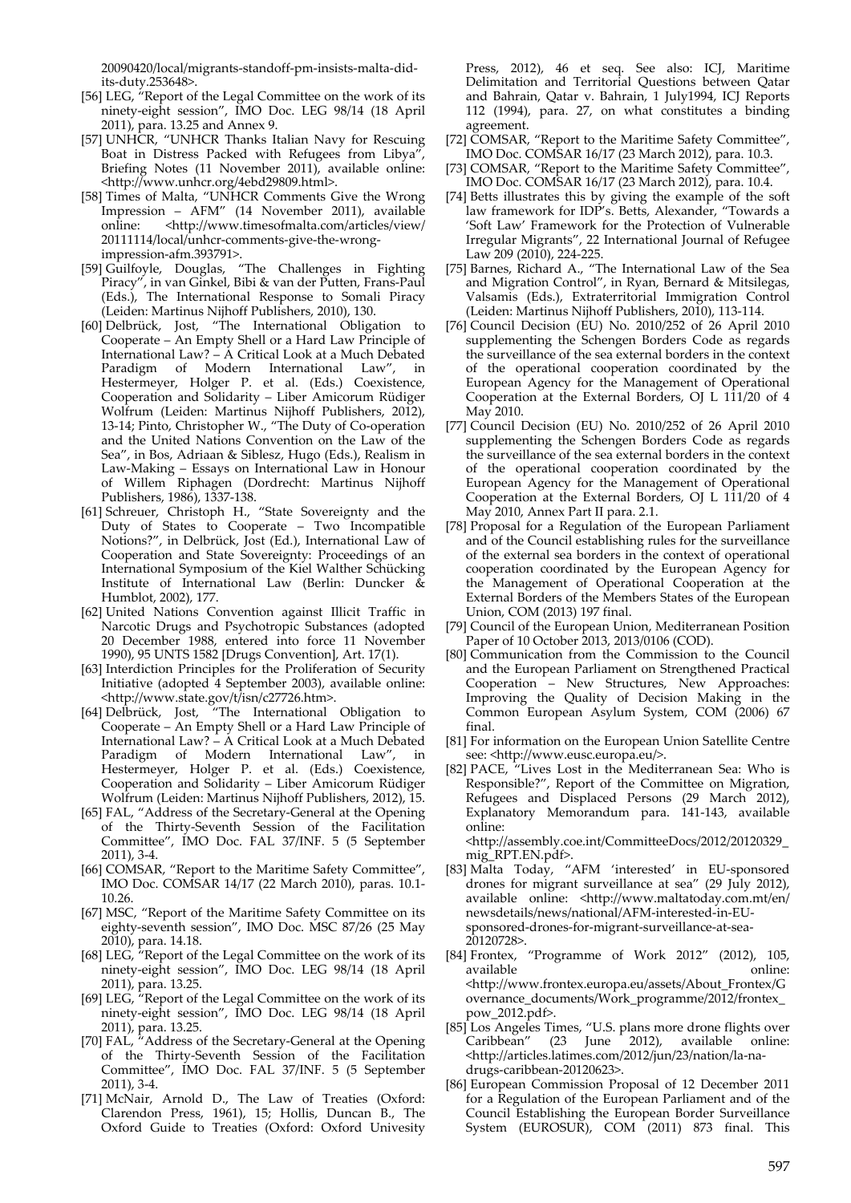20090420/local/migrants-standoff-pm-insists-malta-did-its-duty.253648>.

[56] LEG, "Report of the Legal Committee on the work of its ninety-eight session", IMO Doc. LEG 98/14 (18 April 2011), para. 13.25 and Annex 9.

[57] UNHCR, "UNHCR Thanks Italian Navy for Rescuing Boat in Distress Packed with Refugees from Libya", Briefing Notes (11 November 2011), available online: <http://www.unhcr.org/4ebd29809.html>.

[58] Times of Malta, "UNHCR Comments Give the Wrong Impression – AFM" (14 November 2011), available online: <http://www.timesofmalta.com/articles/view/20111114/local/unhcr-comments-give-the-wrong-impression-afm.393791>.

[59] Guilfoyle, Douglas, "The Challenges in Fighting Piracy", in van Ginkel, Bibi & van der Putten, Frans-Paul (Eds.), The International Response to Somali Piracy (Leiden: Martinus Nijhoff Publishers, 2010), 130.

[60] Delbrück, Jost, "The International Obligation to Cooperate – An Empty Shell or a Hard Law Principle of International Law? – A Critical Look at a Much Debated Paradigm of Modern International Law", in Hestermeyer, Holger P. et al. (Eds.) Coexistence, Cooperation and Solidarity – Liber Amicorum Rüdiger Wolfrum (Leiden: Martinus Nijhoff Publishers, 2012), 13-14; Pinto, Christopher W., "The Duty of Co-operation and the United Nations Convention on the Law of the Sea", in Bos, Adriaan & Siblesz, Hugo (Eds.), Realism in Law-Making – Essays on International Law in Honour of Willem Riphagen (Dordrecht: Martinus Nijhoff Publishers, 1986), 1337-138.

[61] Schreuer, Christoph H., "State Sovereignty and the Duty of States to Cooperate – Two Incompatible Notions?", in Delbrück, Jost (Ed.), International Law of Cooperation and State Sovereignty: Proceedings of an International Symposium of the Kiel Walther Schücking Institute of International Law (Berlin: Duncker & Humblot, 2002), 177.

[62] United Nations Convention against Illicit Traffic in Narcotic Drugs and Psychotropic Substances (adopted 20 December 1988, entered into force 11 November 1990), 95 UNTS 1582 [Drugs Convention], Art. 17(1).

[63] Interdiction Principles for the Proliferation of Security Initiative (adopted 4 September 2003), available online: <http://www.state.gov/t/isn/c27726.htm>.

[64] Delbrück, Jost, "The International Obligation to Cooperate – An Empty Shell or a Hard Law Principle of International Law? – A Critical Look at a Much Debated Paradigm of Modern International Law", in Hestermeyer, Holger P. et al. (Eds.) Coexistence, Cooperation and Solidarity – Liber Amicorum Rüdiger Wolfrum (Leiden: Martinus Nijhoff Publishers, 2012), 15.

[65] FAL, "Address of the Secretary-General at the Opening of the Thirty-Seventh Session of the Facilitation Committee", IMO Doc. FAL 37/INF. 5 (5 September 2011), 3-4.

[66] COMSAR, "Report to the Maritime Safety Committee", IMO Doc. COMSAR 14/17 (22 March 2010), paras. 10.1-10.26.

[67] MSC, "Report of the Maritime Safety Committee on its eighty-seventh session", IMO Doc. MSC 87/26 (25 May 2010), para. 14.18.

[68] LEG, "Report of the Legal Committee on the work of its ninety-eight session", IMO Doc. LEG 98/14 (18 April 2011), para. 13.25.

[69] LEG, "Report of the Legal Committee on the work of its ninety-eight session", IMO Doc. LEG 98/14 (18 April 2011), para. 13.25.

[70] FAL, "Address of the Secretary-General at the Opening of the Thirty-Seventh Session of the Facilitation Committee", IMO Doc. FAL 37/INF. 5 (5 September 2011), 3-4.

[71] McNair, Arnold D., The Law of Treaties (Oxford: Clarendon Press, 1961), 15; Hollis, Duncan B., The Oxford Guide to Treaties (Oxford: Oxford Univesity Press, 2012), 46 et seq. See also: ICJ, Maritime Delimitation and Territorial Questions between Qatar and Bahrain, Qatar v. Bahrain, 1 July1994, ICJ Reports 112 (1994), para. 27, on what constitutes a binding agreement.

[72] COMSAR, "Report to the Maritime Safety Committee", IMO Doc. COMSAR 16/17 (23 March 2012), para. 10.3.

[73] COMSAR, "Report to the Maritime Safety Committee", IMO Doc. COMSAR 16/17 (23 March 2012), para. 10.4.

[74] Betts illustrates this by giving the example of the soft law framework for IDP's. Betts, Alexander, "Towards a 'Soft Law' Framework for the Protection of Vulnerable Irregular Migrants", 22 International Journal of Refugee Law 209 (2010), 224-225.

[75] Barnes, Richard A., "The International Law of the Sea and Migration Control", in Ryan, Bernard & Mitsilegas, Valsamis (Eds.), Extraterritorial Immigration Control (Leiden: Martinus Nijhoff Publishers, 2010), 113-114.

[76] Council Decision (EU) No. 2010/252 of 26 April 2010 supplementing the Schengen Borders Code as regards the surveillance of the sea external borders in the context of the operational cooperation coordinated by the European Agency for the Management of Operational Cooperation at the External Borders, OJ L 111/20 of 4 May 2010.

[77] Council Decision (EU) No. 2010/252 of 26 April 2010 supplementing the Schengen Borders Code as regards the surveillance of the sea external borders in the context of the operational cooperation coordinated by the European Agency for the Management of Operational Cooperation at the External Borders, OJ L 111/20 of 4 May 2010, Annex Part II para. 2.1.

[78] Proposal for a Regulation of the European Parliament and of the Council establishing rules for the surveillance of the external sea borders in the context of operational cooperation coordinated by the European Agency for the Management of Operational Cooperation at the External Borders of the Members States of the European Union, COM (2013) 197 final.

[79] Council of the European Union, Mediterranean Position Paper of 10 October 2013, 2013/0106 (COD).

[80] Communication from the Commission to the Council and the European Parliament on Strengthened Practical Cooperation – New Structures, New Approaches: Improving the Quality of Decision Making in the Common European Asylum System, COM (2006) 67 final.

[81] For information on the European Union Satellite Centre see: <http://www.eusc.europa.eu/>.

[82] PACE, "Lives Lost in the Mediterranean Sea: Who is Responsible?", Report of the Committee on Migration, Refugees and Displaced Persons (29 March 2012), Explanatory Memorandum para. 141-143, available online: <http://assembly.coe.int/CommitteeDocs/2012/20120329_mig_RPT.EN.pdf>.

[83] Malta Today, "AFM 'interested' in EU-sponsored drones for migrant surveillance at sea" (29 July 2012), available online: <http://www.maltatoday.com.mt/en/newsdetails/news/national/AFM-interested-in-EU-sponsored-drones-for-migrant-surveillance-at-sea-20120728>.

[84] Frontex, "Programme of Work 2012" (2012), 105, available online: <http://www.frontex.europa.eu/assets/About_Frontex/Governance_documents/Work_programme/2012/frontex_pow_2012.pdf>.

[85] Los Angeles Times, "U.S. plans more drone flights over Caribbean" (23 June 2012), available online: <http://articles.latimes.com/2012/jun/23/nation/la-na-drugs-caribbean-20120623>.

[86] European Commission Proposal of 12 December 2011 for a Regulation of the European Parliament and of the Council Establishing the European Border Surveillance System (EUROSUR), COM (2011) 873 final. This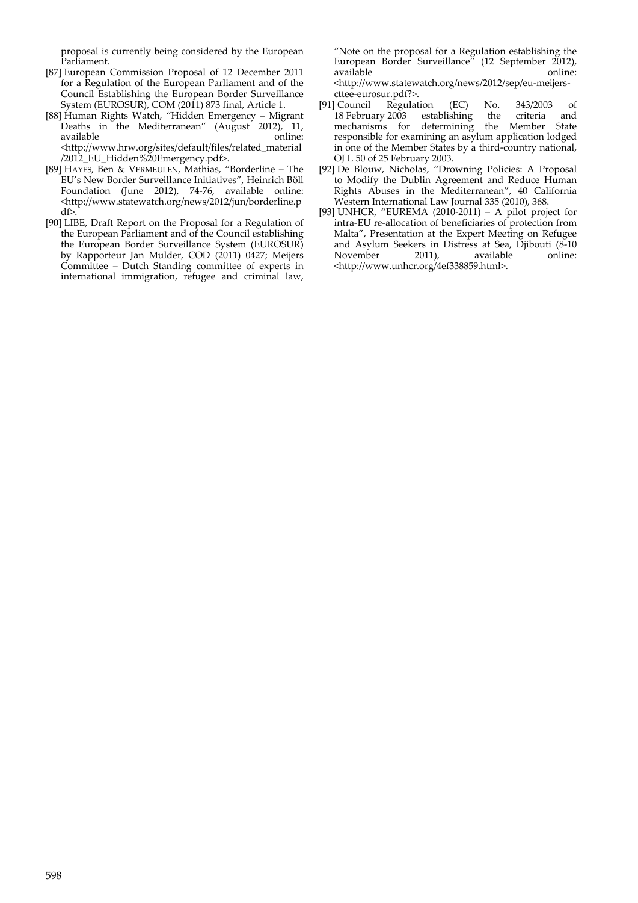proposal is currently being considered by the European Parliament.

[87] European Commission Proposal of 12 December 2011 for a Regulation of the European Parliament and of the Council Establishing the European Border Surveillance System (EUROSUR), COM (2011) 873 final, Article 1.

[88] Human Rights Watch, "Hidden Emergency – Migrant Deaths in the Mediterranean" (August 2012), 11, available online: <http://www.hrw.org/sites/default/files/related_material/2012_EU_Hidden%20Emergency.pdf>.

[89] HAYES, Ben & VERMEULEN, Mathias, "Borderline – The EU's New Border Surveillance Initiatives", Heinrich Böll Foundation (June 2012), 74-76, available online: <http://www.statewatch.org/news/2012/jun/borderline.pdf>.

[90] LIBE, Draft Report on the Proposal for a Regulation of the European Parliament and of the Council establishing the European Border Surveillance System (EUROSUR) by Rapporteur Jan Mulder, COD (2011) 0427; Meijers Committee – Dutch Standing committee of experts in international immigration, refugee and criminal law, "Note on the proposal for a Regulation establishing the European Border Surveillance" (12 September 2012), available online: <http://www.statewatch.org/news/2012/sep/eu-meijers-cttee-eurosur.pdf?>.

[91] Council Regulation (EC) No. 343/2003 of 18 February 2003 establishing the criteria and mechanisms for determining the Member State responsible for examining an asylum application lodged in one of the Member States by a third-country national, OJ L 50 of 25 February 2003.

[92] De Blouw, Nicholas, "Drowning Policies: A Proposal to Modify the Dublin Agreement and Reduce Human Rights Abuses in the Mediterranean", 40 California Western International Law Journal 335 (2010), 368.

[93] UNHCR, "EUREMA (2010-2011) – A pilot project for intra-EU re-allocation of beneficiaries of protection from Malta", Presentation at the Expert Meeting on Refugee and Asylum Seekers in Distress at Sea, Djibouti (8-10 November 2011), available online: <http://www.unhcr.org/4ef338859.html>.